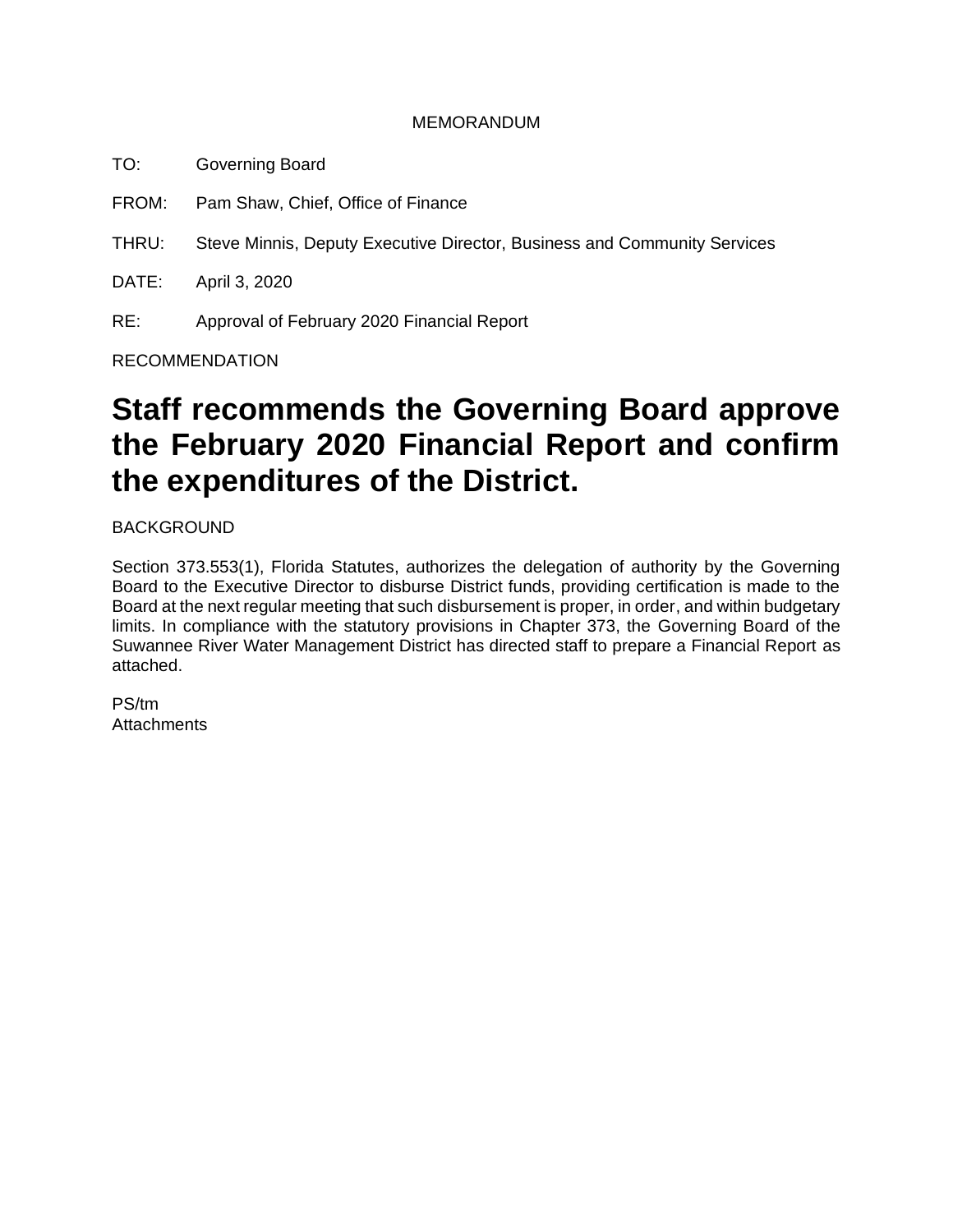MEMORANDUM

TO: Governing Board

FROM: Pam Shaw, Chief, Office of Finance

THRU: Steve Minnis, Deputy Executive Director, Business and Community Services

DATE: April 3, 2020

RE: Approval of February 2020 Financial Report

RECOMMENDATION

# Staff recommends the Governing Board approve the February 2020 Financial Report and confirm the expenditures of the District.

BACKGROUND

Section 373.553(1), Florida Statutes, authorizes the delegation of authority by the Governing Board to the Executive Director to disburse District funds, providing certification is made to the Board at the next regular meeting that such disbursement is proper, in order, and within budgetary limits. In compliance with the statutory provisions in Chapter 373, the Governing Board of the Suwannee River Water Management District has directed staff to prepare a Financial Report as attached.

PS/tm
Attachments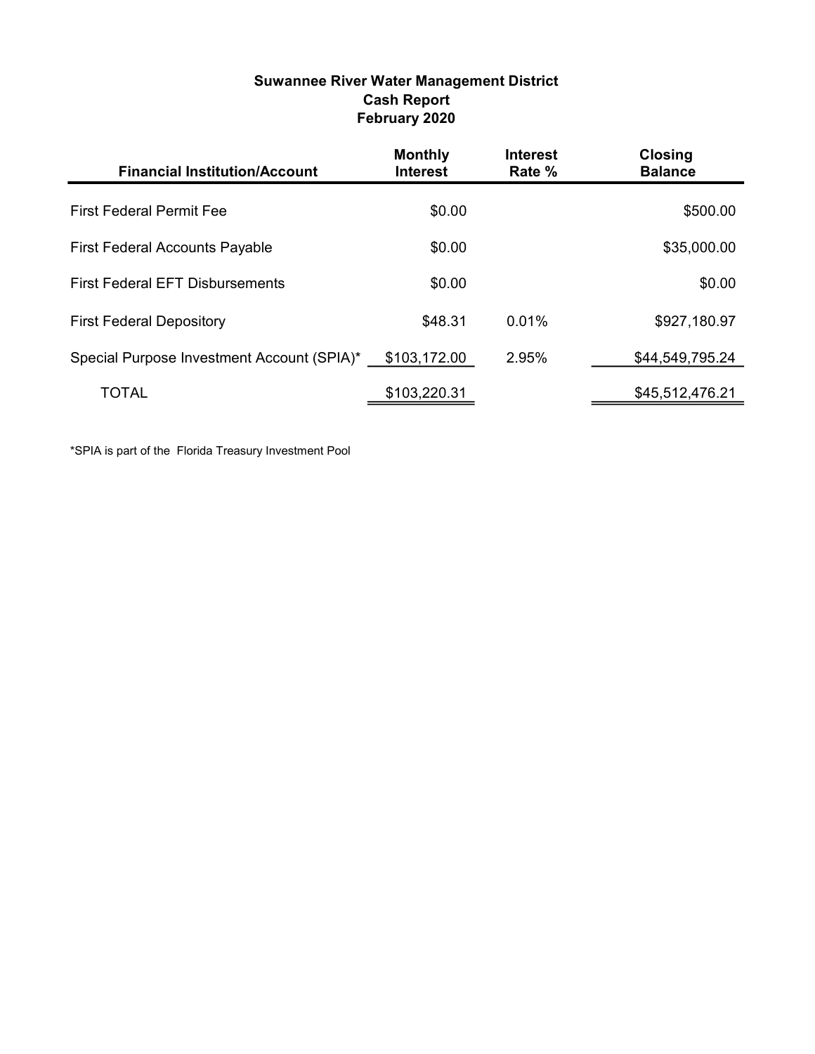# Suwannee River Water Management District
## Cash Report
## February 2020

| Financial Institution/Account | Monthly Interest | Interest Rate % | Closing Balance |
|---|---|---|---|
| First Federal Permit Fee | $0.00 | | $500.00 |
| First Federal Accounts Payable | $0.00 | | $35,000.00 |
| First Federal EFT Disbursements | $0.00 | | $0.00 |
| First Federal Depository | $48.31 | 0.01% | $927,180.97 |
| Special Purpose Investment Account (SPIA)* | $103,172.00 | 2.95% | $44,549,795.24 |
| TOTAL | $103,220.31 | | $45,512,476.21 |

*SPIA is part of the Florida Treasury Investment Pool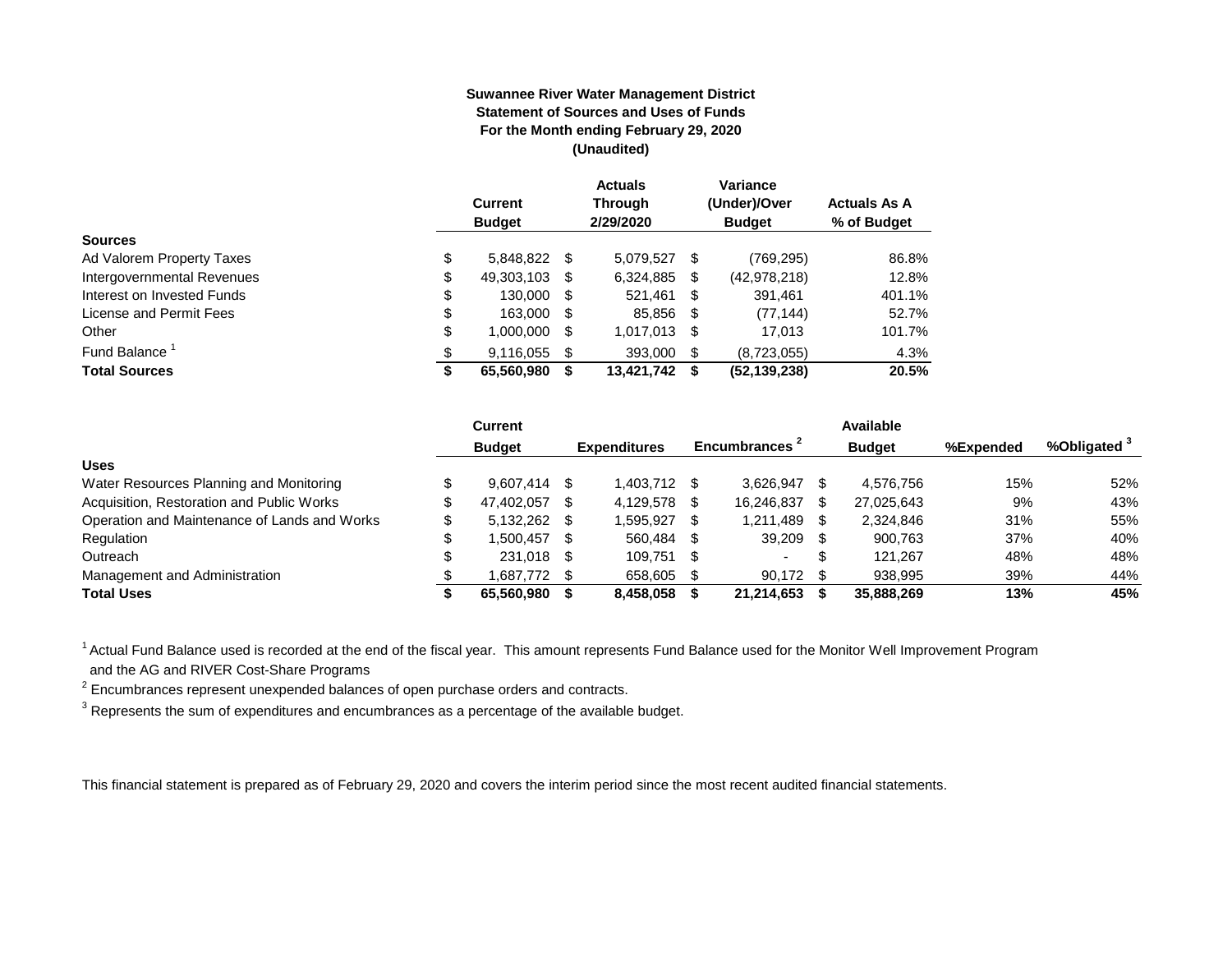**Suwannee River Water Management District**
**Statement of Sources and Uses of Funds**
**For the Month ending February 29, 2020**
**(Unaudited)**

| | Current Budget | Actuals Through 2/29/2020 | Variance (Under)/Over Budget | Actuals As A % of Budget |
|---|---|---|---|---|
| **Sources** | | | | |
| Ad Valorem Property Taxes | $ 5,848,822 | $ 5,079,527 | $ (769,295) | 86.8% |
| Intergovernmental Revenues | $ 49,303,103 | $ 6,324,885 | $ (42,978,218) | 12.8% |
| Interest on Invested Funds | $ 130,000 | $ 521,461 | $ 391,461 | 401.1% |
| License and Permit Fees | $ 163,000 | $ 85,856 | $ (77,144) | 52.7% |
| Other | $ 1,000,000 | $ 1,017,013 | $ 17,013 | 101.7% |
| Fund Balance [1] | $ 9,116,055 | $ 393,000 | $ (8,723,055) | 4.3% |
| **Total Sources** | **$ 65,560,980** | **$ 13,421,742** | **$ (52,139,238)** | **20.5%** |

| | Current Budget | Expenditures | Encumbrances [2] | Available Budget | %Expended | %Obligated [3] |
|---|---|---|---|---|---|---|
| **Uses** | | | | | | |
| Water Resources Planning and Monitoring | $ 9,607,414 | $ 1,403,712 | $ 3,626,947 | $ 4,576,756 | 15% | 52% |
| Acquisition, Restoration and Public Works | $ 47,402,057 | $ 4,129,578 | $ 16,246,837 | $ 27,025,643 | 9% | 43% |
| Operation and Maintenance of Lands and Works | $ 5,132,262 | $ 1,595,927 | $ 1,211,489 | $ 2,324,846 | 31% | 55% |
| Regulation | $ 1,500,457 | $ 560,484 | $ 39,209 | $ 900,763 | 37% | 40% |
| Outreach | $ 231,018 | $ 109,751 | $ - | $ 121,267 | 48% | 48% |
| Management and Administration | $ 1,687,772 | $ 658,605 | $ 90,172 | $ 938,995 | 39% | 44% |
| **Total Uses** | **$ 65,560,980** | **$ 8,458,058** | **$ 21,214,653** | **$ 35,888,269** | **13%** | **45%** |

[1] Actual Fund Balance used is recorded at the end of the fiscal year. This amount represents Fund Balance used for the Monitor Well Improvement Program and the AG and RIVER Cost-Share Programs

[2] Encumbrances represent unexpended balances of open purchase orders and contracts.

[3] Represents the sum of expenditures and encumbrances as a percentage of the available budget.

This financial statement is prepared as of February 29, 2020 and covers the interim period since the most recent audited financial statements.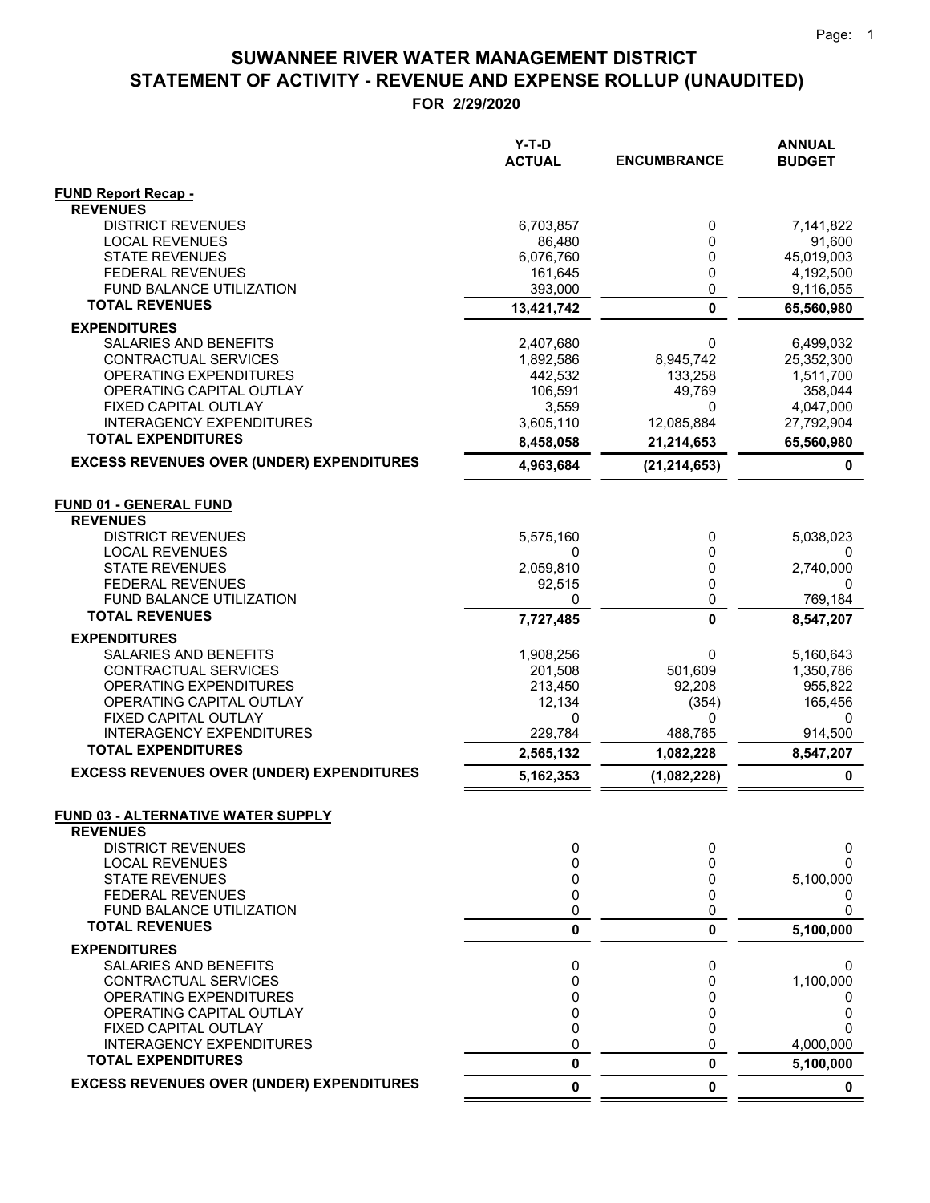# SUWANNEE RIVER WATER MANAGEMENT DISTRICT
# STATEMENT OF ACTIVITY - REVENUE AND EXPENSE ROLLUP (UNAUDITED)
## FOR 2/29/2020

| | Y-T-D ACTUAL | ENCUMBRANCE | ANNUAL BUDGET |
|---|---|---|---|
| **FUND Report Recap -** | | | |
| **REVENUES** | | | |
| DISTRICT REVENUES | 6,703,857 | 0 | 7,141,822 |
| LOCAL REVENUES | 86,480 | 0 | 91,600 |
| STATE REVENUES | 6,076,760 | 0 | 45,019,003 |
| FEDERAL REVENUES | 161,645 | 0 | 4,192,500 |
| FUND BALANCE UTILIZATION | 393,000 | 0 | 9,116,055 |
| **TOTAL REVENUES** | **13,421,742** | **0** | **65,560,980** |
| **EXPENDITURES** | | | |
| SALARIES AND BENEFITS | 2,407,680 | 0 | 6,499,032 |
| CONTRACTUAL SERVICES | 1,892,586 | 8,945,742 | 25,352,300 |
| OPERATING EXPENDITURES | 442,532 | 133,258 | 1,511,700 |
| OPERATING CAPITAL OUTLAY | 106,591 | 49,769 | 358,044 |
| FIXED CAPITAL OUTLAY | 3,559 | 0 | 4,047,000 |
| INTERAGENCY EXPENDITURES | 3,605,110 | 12,085,884 | 27,792,904 |
| **TOTAL EXPENDITURES** | **8,458,058** | **21,214,653** | **65,560,980** |
| **EXCESS REVENUES OVER (UNDER) EXPENDITURES** | **4,963,684** | **(21,214,653)** | **0** |
| | | | |
| **FUND 01 - GENERAL FUND** | | | |
| **REVENUES** | | | |
| DISTRICT REVENUES | 5,575,160 | 0 | 5,038,023 |
| LOCAL REVENUES | 0 | 0 | 0 |
| STATE REVENUES | 2,059,810 | 0 | 2,740,000 |
| FEDERAL REVENUES | 92,515 | 0 | 0 |
| FUND BALANCE UTILIZATION | 0 | 0 | 769,184 |
| **TOTAL REVENUES** | **7,727,485** | **0** | **8,547,207** |
| **EXPENDITURES** | | | |
| SALARIES AND BENEFITS | 1,908,256 | 0 | 5,160,643 |
| CONTRACTUAL SERVICES | 201,508 | 501,609 | 1,350,786 |
| OPERATING EXPENDITURES | 213,450 | 92,208 | 955,822 |
| OPERATING CAPITAL OUTLAY | 12,134 | (354) | 165,456 |
| FIXED CAPITAL OUTLAY | 0 | 0 | 0 |
| INTERAGENCY EXPENDITURES | 229,784 | 488,765 | 914,500 |
| **TOTAL EXPENDITURES** | **2,565,132** | **1,082,228** | **8,547,207** |
| **EXCESS REVENUES OVER (UNDER) EXPENDITURES** | **5,162,353** | **(1,082,228)** | **0** |
| | | | |
| **FUND 03 - ALTERNATIVE WATER SUPPLY** | | | |
| **REVENUES** | | | |
| DISTRICT REVENUES | 0 | 0 | 0 |
| LOCAL REVENUES | 0 | 0 | 0 |
| STATE REVENUES | 0 | 0 | 5,100,000 |
| FEDERAL REVENUES | 0 | 0 | 0 |
| FUND BALANCE UTILIZATION | 0 | 0 | 0 |
| **TOTAL REVENUES** | **0** | **0** | **5,100,000** |
| **EXPENDITURES** | | | |
| SALARIES AND BENEFITS | 0 | 0 | 0 |
| CONTRACTUAL SERVICES | 0 | 0 | 1,100,000 |
| OPERATING EXPENDITURES | 0 | 0 | 0 |
| OPERATING CAPITAL OUTLAY | 0 | 0 | 0 |
| FIXED CAPITAL OUTLAY | 0 | 0 | 0 |
| INTERAGENCY EXPENDITURES | 0 | 0 | 4,000,000 |
| **TOTAL EXPENDITURES** | **0** | **0** | **5,100,000** |
| **EXCESS REVENUES OVER (UNDER) EXPENDITURES** | **0** | **0** | **0** |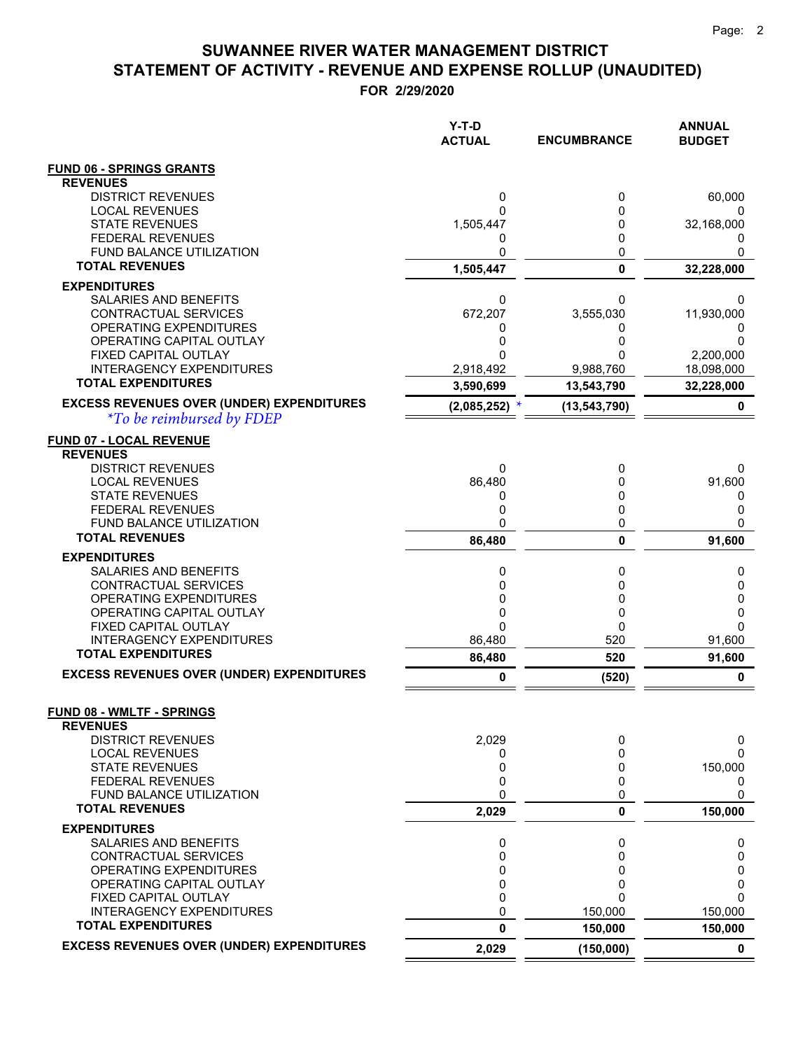# SUWANNEE RIVER WATER MANAGEMENT DISTRICT
## STATEMENT OF ACTIVITY - REVENUE AND EXPENSE ROLLUP (UNAUDITED)
### FOR 2/29/2020

| | Y-T-D ACTUAL | ENCUMBRANCE | ANNUAL BUDGET |
|---|---|---|---|
| **FUND 06 - SPRINGS GRANTS** | | | |
| **REVENUES** | | | |
| DISTRICT REVENUES | 0 | 0 | 60,000 |
| LOCAL REVENUES | 0 | 0 | 0 |
| STATE REVENUES | 1,505,447 | 0 | 32,168,000 |
| FEDERAL REVENUES | 0 | 0 | 0 |
| FUND BALANCE UTILIZATION | 0 | 0 | 0 |
| **TOTAL REVENUES** | **1,505,447** | **0** | **32,228,000** |
| **EXPENDITURES** | | | |
| SALARIES AND BENEFITS | 0 | 0 | 0 |
| CONTRACTUAL SERVICES | 672,207 | 3,555,030 | 11,930,000 |
| OPERATING EXPENDITURES | 0 | 0 | 0 |
| OPERATING CAPITAL OUTLAY | 0 | 0 | 0 |
| FIXED CAPITAL OUTLAY | 0 | 0 | 2,200,000 |
| INTERAGENCY EXPENDITURES | 2,918,492 | 9,988,760 | 18,098,000 |
| **TOTAL EXPENDITURES** | **3,590,699** | **13,543,790** | **32,228,000** |
| **EXCESS REVENUES OVER (UNDER) EXPENDITURES** | **(2,085,252)** * | **(13,543,790)** | **0** |
| *\*To be reimbursed by FDEP* | | | |
| **FUND 07 - LOCAL REVENUE** | | | |
| **REVENUES** | | | |
| DISTRICT REVENUES | 0 | 0 | 0 |
| LOCAL REVENUES | 86,480 | 0 | 91,600 |
| STATE REVENUES | 0 | 0 | 0 |
| FEDERAL REVENUES | 0 | 0 | 0 |
| FUND BALANCE UTILIZATION | 0 | 0 | 0 |
| **TOTAL REVENUES** | **86,480** | **0** | **91,600** |
| **EXPENDITURES** | | | |
| SALARIES AND BENEFITS | 0 | 0 | 0 |
| CONTRACTUAL SERVICES | 0 | 0 | 0 |
| OPERATING EXPENDITURES | 0 | 0 | 0 |
| OPERATING CAPITAL OUTLAY | 0 | 0 | 0 |
| FIXED CAPITAL OUTLAY | 0 | 0 | 0 |
| INTERAGENCY EXPENDITURES | 86,480 | 520 | 91,600 |
| **TOTAL EXPENDITURES** | **86,480** | **520** | **91,600** |
| **EXCESS REVENUES OVER (UNDER) EXPENDITURES** | **0** | **(520)** | **0** |
| **FUND 08 - WMLTF - SPRINGS** | | | |
| **REVENUES** | | | |
| DISTRICT REVENUES | 2,029 | 0 | 0 |
| LOCAL REVENUES | 0 | 0 | 0 |
| STATE REVENUES | 0 | 0 | 150,000 |
| FEDERAL REVENUES | 0 | 0 | 0 |
| FUND BALANCE UTILIZATION | 0 | 0 | 0 |
| **TOTAL REVENUES** | **2,029** | **0** | **150,000** |
| **EXPENDITURES** | | | |
| SALARIES AND BENEFITS | 0 | 0 | 0 |
| CONTRACTUAL SERVICES | 0 | 0 | 0 |
| OPERATING EXPENDITURES | 0 | 0 | 0 |
| OPERATING CAPITAL OUTLAY | 0 | 0 | 0 |
| FIXED CAPITAL OUTLAY | 0 | 0 | 0 |
| INTERAGENCY EXPENDITURES | 0 | 150,000 | 150,000 |
| **TOTAL EXPENDITURES** | **0** | **150,000** | **150,000** |
| **EXCESS REVENUES OVER (UNDER) EXPENDITURES** | **2,029** | **(150,000)** | **0** |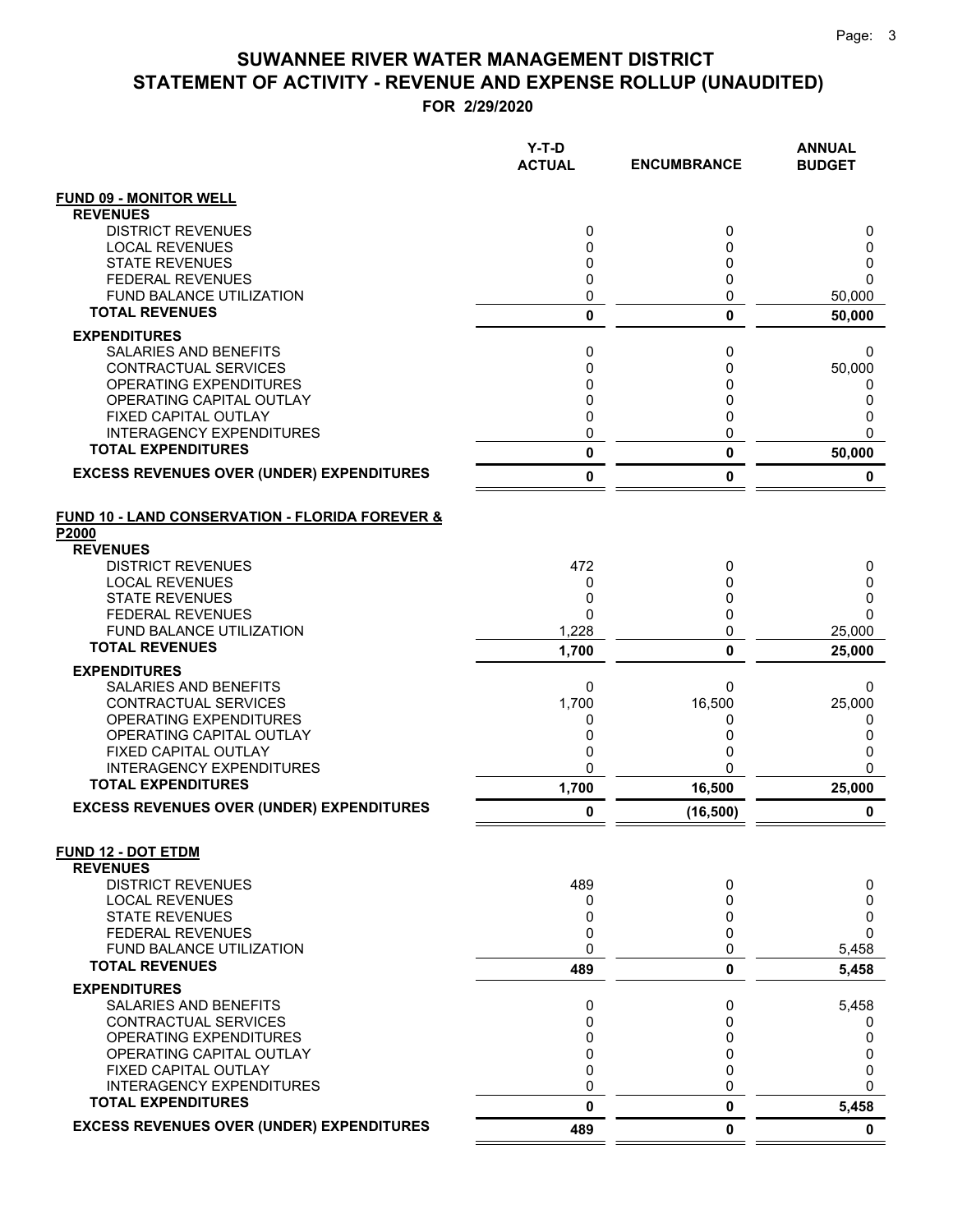# SUWANNEE RIVER WATER MANAGEMENT DISTRICT
# STATEMENT OF ACTIVITY - REVENUE AND EXPENSE ROLLUP (UNAUDITED)

**FOR 2/29/2020**

| | Y-T-D ACTUAL | ENCUMBRANCE | ANNUAL BUDGET |
|---|---|---|---|
| **FUND 09 - MONITOR WELL** | | | |
| **REVENUES** | | | |
| DISTRICT REVENUES | 0 | 0 | 0 |
| LOCAL REVENUES | 0 | 0 | 0 |
| STATE REVENUES | 0 | 0 | 0 |
| FEDERAL REVENUES | 0 | 0 | 0 |
| FUND BALANCE UTILIZATION | 0 | 0 | 50,000 |
| **TOTAL REVENUES** | **0** | **0** | **50,000** |
| **EXPENDITURES** | | | |
| SALARIES AND BENEFITS | 0 | 0 | 0 |
| CONTRACTUAL SERVICES | 0 | 0 | 50,000 |
| OPERATING EXPENDITURES | 0 | 0 | 0 |
| OPERATING CAPITAL OUTLAY | 0 | 0 | 0 |
| FIXED CAPITAL OUTLAY | 0 | 0 | 0 |
| INTERAGENCY EXPENDITURES | 0 | 0 | 0 |
| **TOTAL EXPENDITURES** | **0** | **0** | **50,000** |
| **EXCESS REVENUES OVER (UNDER) EXPENDITURES** | **0** | **0** | **0** |
| **FUND 10 - LAND CONSERVATION - FLORIDA FOREVER & P2000** | | | |
| **REVENUES** | | | |
| DISTRICT REVENUES | 472 | 0 | 0 |
| LOCAL REVENUES | 0 | 0 | 0 |
| STATE REVENUES | 0 | 0 | 0 |
| FEDERAL REVENUES | 0 | 0 | 0 |
| FUND BALANCE UTILIZATION | 1,228 | 0 | 25,000 |
| **TOTAL REVENUES** | **1,700** | **0** | **25,000** |
| **EXPENDITURES** | | | |
| SALARIES AND BENEFITS | 0 | 0 | 0 |
| CONTRACTUAL SERVICES | 1,700 | 16,500 | 25,000 |
| OPERATING EXPENDITURES | 0 | 0 | 0 |
| OPERATING CAPITAL OUTLAY | 0 | 0 | 0 |
| FIXED CAPITAL OUTLAY | 0 | 0 | 0 |
| INTERAGENCY EXPENDITURES | 0 | 0 | 0 |
| **TOTAL EXPENDITURES** | **1,700** | **16,500** | **25,000** |
| **EXCESS REVENUES OVER (UNDER) EXPENDITURES** | **0** | **(16,500)** | **0** |
| **FUND 12 - DOT ETDM** | | | |
| **REVENUES** | | | |
| DISTRICT REVENUES | 489 | 0 | 0 |
| LOCAL REVENUES | 0 | 0 | 0 |
| STATE REVENUES | 0 | 0 | 0 |
| FEDERAL REVENUES | 0 | 0 | 0 |
| FUND BALANCE UTILIZATION | 0 | 0 | 5,458 |
| **TOTAL REVENUES** | **489** | **0** | **5,458** |
| **EXPENDITURES** | | | |
| SALARIES AND BENEFITS | 0 | 0 | 5,458 |
| CONTRACTUAL SERVICES | 0 | 0 | 0 |
| OPERATING EXPENDITURES | 0 | 0 | 0 |
| OPERATING CAPITAL OUTLAY | 0 | 0 | 0 |
| FIXED CAPITAL OUTLAY | 0 | 0 | 0 |
| INTERAGENCY EXPENDITURES | 0 | 0 | 0 |
| **TOTAL EXPENDITURES** | **0** | **0** | **5,458** |
| **EXCESS REVENUES OVER (UNDER) EXPENDITURES** | **489** | **0** | **0** |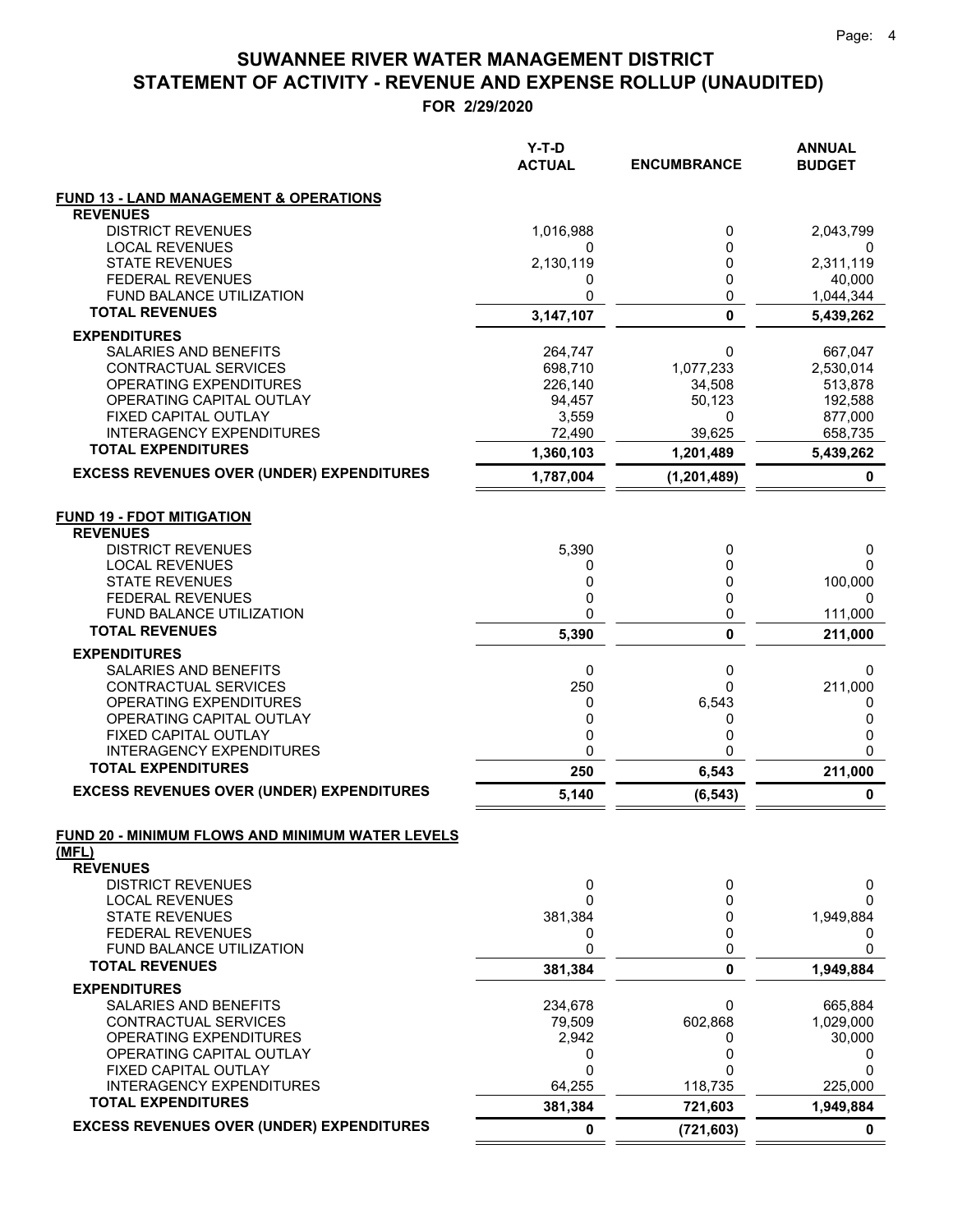# SUWANNEE RIVER WATER MANAGEMENT DISTRICT
# STATEMENT OF ACTIVITY - REVENUE AND EXPENSE ROLLUP (UNAUDITED)
## FOR 2/29/2020

| | Y-T-D ACTUAL | ENCUMBRANCE | ANNUAL BUDGET |
|---|---|---|---|
| **FUND 13 - LAND MANAGEMENT & OPERATIONS** | | | |
| **REVENUES** | | | |
| DISTRICT REVENUES | 1,016,988 | 0 | 2,043,799 |
| LOCAL REVENUES | 0 | 0 | 0 |
| STATE REVENUES | 2,130,119 | 0 | 2,311,119 |
| FEDERAL REVENUES | 0 | 0 | 40,000 |
| FUND BALANCE UTILIZATION | 0 | 0 | 1,044,344 |
| **TOTAL REVENUES** | **3,147,107** | **0** | **5,439,262** |
| **EXPENDITURES** | | | |
| SALARIES AND BENEFITS | 264,747 | 0 | 667,047 |
| CONTRACTUAL SERVICES | 698,710 | 1,077,233 | 2,530,014 |
| OPERATING EXPENDITURES | 226,140 | 34,508 | 513,878 |
| OPERATING CAPITAL OUTLAY | 94,457 | 50,123 | 192,588 |
| FIXED CAPITAL OUTLAY | 3,559 | 0 | 877,000 |
| INTERAGENCY EXPENDITURES | 72,490 | 39,625 | 658,735 |
| **TOTAL EXPENDITURES** | **1,360,103** | **1,201,489** | **5,439,262** |
| **EXCESS REVENUES OVER (UNDER) EXPENDITURES** | **1,787,004** | **(1,201,489)** | **0** |
| **FUND 19 - FDOT MITIGATION** | | | |
| **REVENUES** | | | |
| DISTRICT REVENUES | 5,390 | 0 | 0 |
| LOCAL REVENUES | 0 | 0 | 0 |
| STATE REVENUES | 0 | 0 | 100,000 |
| FEDERAL REVENUES | 0 | 0 | 0 |
| FUND BALANCE UTILIZATION | 0 | 0 | 111,000 |
| **TOTAL REVENUES** | **5,390** | **0** | **211,000** |
| **EXPENDITURES** | | | |
| SALARIES AND BENEFITS | 0 | 0 | 0 |
| CONTRACTUAL SERVICES | 250 | 0 | 211,000 |
| OPERATING EXPENDITURES | 0 | 6,543 | 0 |
| OPERATING CAPITAL OUTLAY | 0 | 0 | 0 |
| FIXED CAPITAL OUTLAY | 0 | 0 | 0 |
| INTERAGENCY EXPENDITURES | 0 | 0 | 0 |
| **TOTAL EXPENDITURES** | **250** | **6,543** | **211,000** |
| **EXCESS REVENUES OVER (UNDER) EXPENDITURES** | **5,140** | **(6,543)** | **0** |
| **FUND 20 - MINIMUM FLOWS AND MINIMUM WATER LEVELS (MFL)** | | | |
| **REVENUES** | | | |
| DISTRICT REVENUES | 0 | 0 | 0 |
| LOCAL REVENUES | 0 | 0 | 0 |
| STATE REVENUES | 381,384 | 0 | 1,949,884 |
| FEDERAL REVENUES | 0 | 0 | 0 |
| FUND BALANCE UTILIZATION | 0 | 0 | 0 |
| **TOTAL REVENUES** | **381,384** | **0** | **1,949,884** |
| **EXPENDITURES** | | | |
| SALARIES AND BENEFITS | 234,678 | 0 | 665,884 |
| CONTRACTUAL SERVICES | 79,509 | 602,868 | 1,029,000 |
| OPERATING EXPENDITURES | 2,942 | 0 | 30,000 |
| OPERATING CAPITAL OUTLAY | 0 | 0 | 0 |
| FIXED CAPITAL OUTLAY | 0 | 0 | 0 |
| INTERAGENCY EXPENDITURES | 64,255 | 118,735 | 225,000 |
| **TOTAL EXPENDITURES** | **381,384** | **721,603** | **1,949,884** |
| **EXCESS REVENUES OVER (UNDER) EXPENDITURES** | **0** | **(721,603)** | **0** |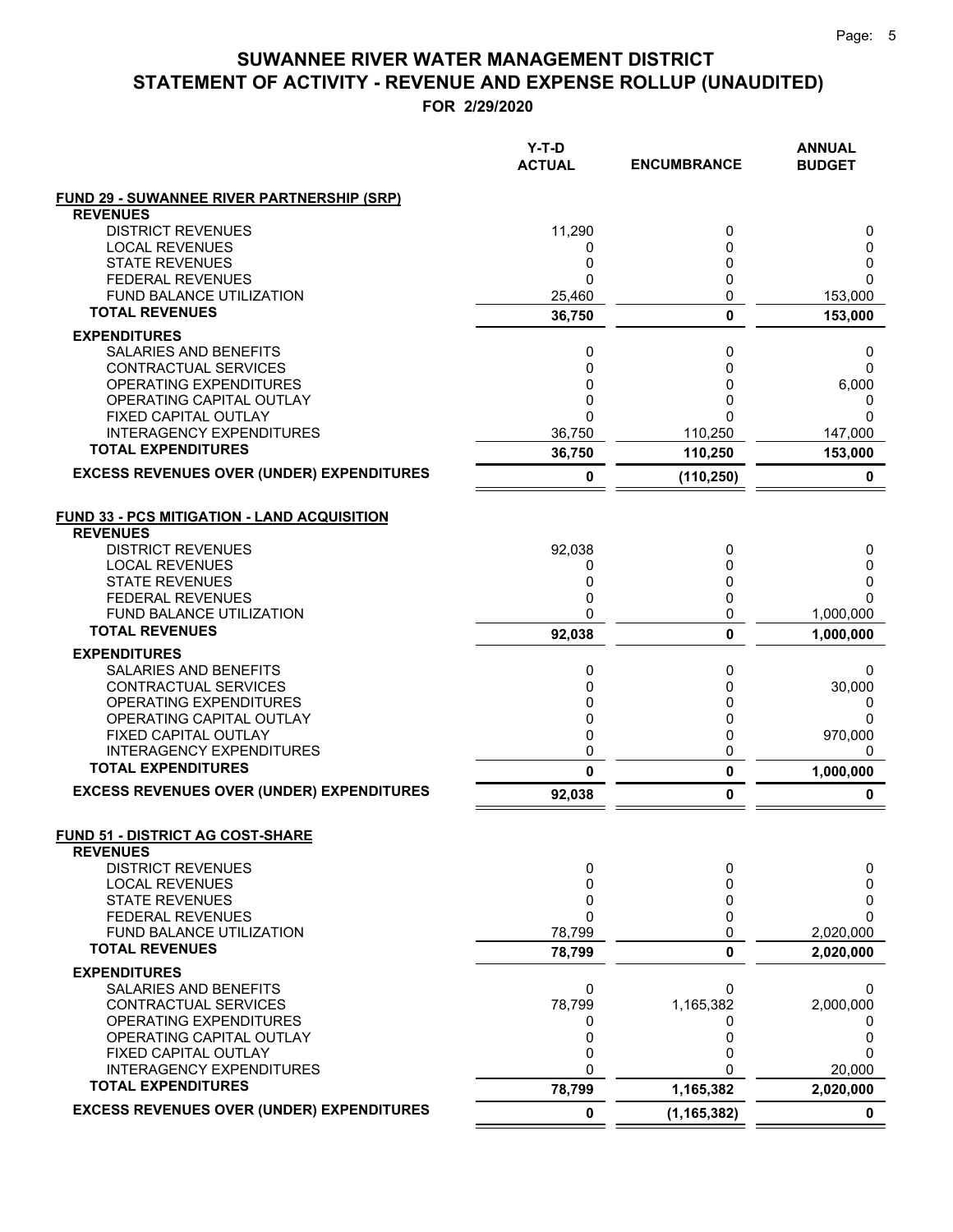# SUWANNEE RIVER WATER MANAGEMENT DISTRICT
## STATEMENT OF ACTIVITY - REVENUE AND EXPENSE ROLLUP (UNAUDITED)
### FOR 2/29/2020

| | Y-T-D ACTUAL | ENCUMBRANCE | ANNUAL BUDGET |
|---|---|---|---|
| **FUND 29 - SUWANNEE RIVER PARTNERSHIP (SRP)** | | | |
| **REVENUES** | | | |
| DISTRICT REVENUES | 11,290 | 0 | 0 |
| LOCAL REVENUES | 0 | 0 | 0 |
| STATE REVENUES | 0 | 0 | 0 |
| FEDERAL REVENUES | 0 | 0 | 0 |
| FUND BALANCE UTILIZATION | 25,460 | 0 | 153,000 |
| **TOTAL REVENUES** | **36,750** | **0** | **153,000** |
| **EXPENDITURES** | | | |
| SALARIES AND BENEFITS | 0 | 0 | 0 |
| CONTRACTUAL SERVICES | 0 | 0 | 0 |
| OPERATING EXPENDITURES | 0 | 0 | 6,000 |
| OPERATING CAPITAL OUTLAY | 0 | 0 | 0 |
| FIXED CAPITAL OUTLAY | 0 | 0 | 0 |
| INTERAGENCY EXPENDITURES | 36,750 | 110,250 | 147,000 |
| **TOTAL EXPENDITURES** | **36,750** | **110,250** | **153,000** |
| **EXCESS REVENUES OVER (UNDER) EXPENDITURES** | **0** | **(110,250)** | **0** |
| | | | |
| **FUND 33 - PCS MITIGATION - LAND ACQUISITION** | | | |
| **REVENUES** | | | |
| DISTRICT REVENUES | 92,038 | 0 | 0 |
| LOCAL REVENUES | 0 | 0 | 0 |
| STATE REVENUES | 0 | 0 | 0 |
| FEDERAL REVENUES | 0 | 0 | 0 |
| FUND BALANCE UTILIZATION | 0 | 0 | 1,000,000 |
| **TOTAL REVENUES** | **92,038** | **0** | **1,000,000** |
| **EXPENDITURES** | | | |
| SALARIES AND BENEFITS | 0 | 0 | 0 |
| CONTRACTUAL SERVICES | 0 | 0 | 30,000 |
| OPERATING EXPENDITURES | 0 | 0 | 0 |
| OPERATING CAPITAL OUTLAY | 0 | 0 | 0 |
| FIXED CAPITAL OUTLAY | 0 | 0 | 970,000 |
| INTERAGENCY EXPENDITURES | 0 | 0 | 0 |
| **TOTAL EXPENDITURES** | **0** | **0** | **1,000,000** |
| **EXCESS REVENUES OVER (UNDER) EXPENDITURES** | **92,038** | **0** | **0** |
| | | | |
| **FUND 51 - DISTRICT AG COST-SHARE** | | | |
| **REVENUES** | | | |
| DISTRICT REVENUES | 0 | 0 | 0 |
| LOCAL REVENUES | 0 | 0 | 0 |
| STATE REVENUES | 0 | 0 | 0 |
| FEDERAL REVENUES | 0 | 0 | 0 |
| FUND BALANCE UTILIZATION | 78,799 | 0 | 2,020,000 |
| **TOTAL REVENUES** | **78,799** | **0** | **2,020,000** |
| **EXPENDITURES** | | | |
| SALARIES AND BENEFITS | 0 | 0 | 0 |
| CONTRACTUAL SERVICES | 78,799 | 1,165,382 | 2,000,000 |
| OPERATING EXPENDITURES | 0 | 0 | 0 |
| OPERATING CAPITAL OUTLAY | 0 | 0 | 0 |
| FIXED CAPITAL OUTLAY | 0 | 0 | 0 |
| INTERAGENCY EXPENDITURES | 0 | 0 | 20,000 |
| **TOTAL EXPENDITURES** | **78,799** | **1,165,382** | **2,020,000** |
| **EXCESS REVENUES OVER (UNDER) EXPENDITURES** | **0** | **(1,165,382)** | **0** |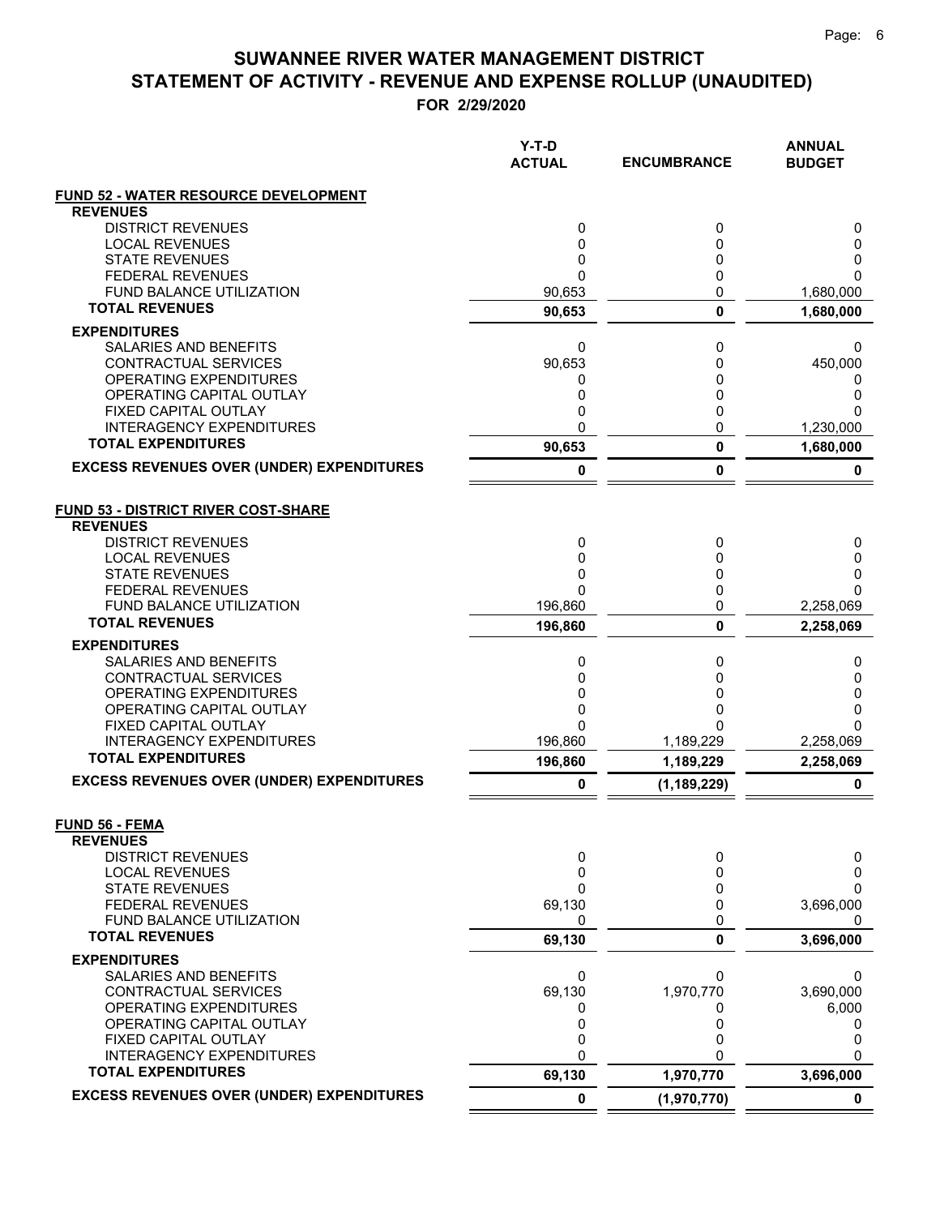# SUWANNEE RIVER WATER MANAGEMENT DISTRICT
## STATEMENT OF ACTIVITY - REVENUE AND EXPENSE ROLLUP (UNAUDITED)
### FOR 2/29/2020

| | Y-T-D ACTUAL | ENCUMBRANCE | ANNUAL BUDGET |
|---|---|---|---|
| **FUND 52 - WATER RESOURCE DEVELOPMENT** | | | |
| **REVENUES** | | | |
| DISTRICT REVENUES | 0 | 0 | 0 |
| LOCAL REVENUES | 0 | 0 | 0 |
| STATE REVENUES | 0 | 0 | 0 |
| FEDERAL REVENUES | 0 | 0 | 0 |
| FUND BALANCE UTILIZATION | 90,653 | 0 | 1,680,000 |
| **TOTAL REVENUES** | **90,653** | **0** | **1,680,000** |
| **EXPENDITURES** | | | |
| SALARIES AND BENEFITS | 0 | 0 | 0 |
| CONTRACTUAL SERVICES | 90,653 | 0 | 450,000 |
| OPERATING EXPENDITURES | 0 | 0 | 0 |
| OPERATING CAPITAL OUTLAY | 0 | 0 | 0 |
| FIXED CAPITAL OUTLAY | 0 | 0 | 0 |
| INTERAGENCY EXPENDITURES | 0 | 0 | 1,230,000 |
| **TOTAL EXPENDITURES** | **90,653** | **0** | **1,680,000** |
| **EXCESS REVENUES OVER (UNDER) EXPENDITURES** | **0** | **0** | **0** |
| **FUND 53 - DISTRICT RIVER COST-SHARE** | | | |
| **REVENUES** | | | |
| DISTRICT REVENUES | 0 | 0 | 0 |
| LOCAL REVENUES | 0 | 0 | 0 |
| STATE REVENUES | 0 | 0 | 0 |
| FEDERAL REVENUES | 0 | 0 | 0 |
| FUND BALANCE UTILIZATION | 196,860 | 0 | 2,258,069 |
| **TOTAL REVENUES** | **196,860** | **0** | **2,258,069** |
| **EXPENDITURES** | | | |
| SALARIES AND BENEFITS | 0 | 0 | 0 |
| CONTRACTUAL SERVICES | 0 | 0 | 0 |
| OPERATING EXPENDITURES | 0 | 0 | 0 |
| OPERATING CAPITAL OUTLAY | 0 | 0 | 0 |
| FIXED CAPITAL OUTLAY | 0 | 0 | 0 |
| INTERAGENCY EXPENDITURES | 196,860 | 1,189,229 | 2,258,069 |
| **TOTAL EXPENDITURES** | **196,860** | **1,189,229** | **2,258,069** |
| **EXCESS REVENUES OVER (UNDER) EXPENDITURES** | **0** | **(1,189,229)** | **0** |
| **FUND 56 - FEMA** | | | |
| **REVENUES** | | | |
| DISTRICT REVENUES | 0 | 0 | 0 |
| LOCAL REVENUES | 0 | 0 | 0 |
| STATE REVENUES | 0 | 0 | 0 |
| FEDERAL REVENUES | 69,130 | 0 | 3,696,000 |
| FUND BALANCE UTILIZATION | 0 | 0 | 0 |
| **TOTAL REVENUES** | **69,130** | **0** | **3,696,000** |
| **EXPENDITURES** | | | |
| SALARIES AND BENEFITS | 0 | 0 | 0 |
| CONTRACTUAL SERVICES | 69,130 | 1,970,770 | 3,690,000 |
| OPERATING EXPENDITURES | 0 | 0 | 6,000 |
| OPERATING CAPITAL OUTLAY | 0 | 0 | 0 |
| FIXED CAPITAL OUTLAY | 0 | 0 | 0 |
| INTERAGENCY EXPENDITURES | 0 | 0 | 0 |
| **TOTAL EXPENDITURES** | **69,130** | **1,970,770** | **3,696,000** |
| **EXCESS REVENUES OVER (UNDER) EXPENDITURES** | **0** | **(1,970,770)** | **0** |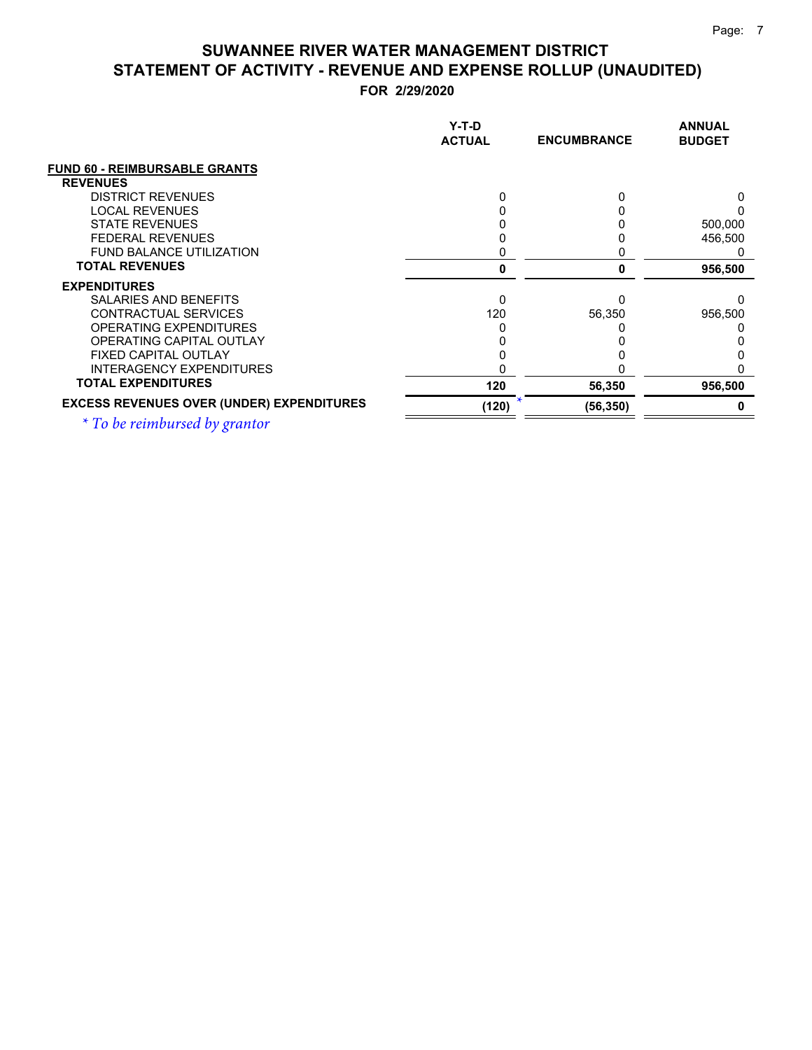# SUWANNEE RIVER WATER MANAGEMENT DISTRICT
## STATEMENT OF ACTIVITY - REVENUE AND EXPENSE ROLLUP (UNAUDITED)
### FOR 2/29/2020

| | Y-T-D ACTUAL | ENCUMBRANCE | ANNUAL BUDGET |
|---|---|---|---|
| **FUND 60 - REIMBURSABLE GRANTS** | | | |
| **REVENUES** | | | |
| DISTRICT REVENUES | 0 | 0 | 0 |
| LOCAL REVENUES | 0 | 0 | 0 |
| STATE REVENUES | 0 | 0 | 500,000 |
| FEDERAL REVENUES | 0 | 0 | 456,500 |
| FUND BALANCE UTILIZATION | 0 | 0 | 0 |
| **TOTAL REVENUES** | **0** | **0** | **956,500** |
| **EXPENDITURES** | | | |
| SALARIES AND BENEFITS | 0 | 0 | 0 |
| CONTRACTUAL SERVICES | 120 | 56,350 | 956,500 |
| OPERATING EXPENDITURES | 0 | 0 | 0 |
| OPERATING CAPITAL OUTLAY | 0 | 0 | 0 |
| FIXED CAPITAL OUTLAY | 0 | 0 | 0 |
| INTERAGENCY EXPENDITURES | 0 | 0 | 0 |
| **TOTAL EXPENDITURES** | **120** | **56,350** | **956,500** |
| **EXCESS REVENUES OVER (UNDER) EXPENDITURES** | **(120)** * | **(56,350)** | **0** |

*\* To be reimbursed by grantor*